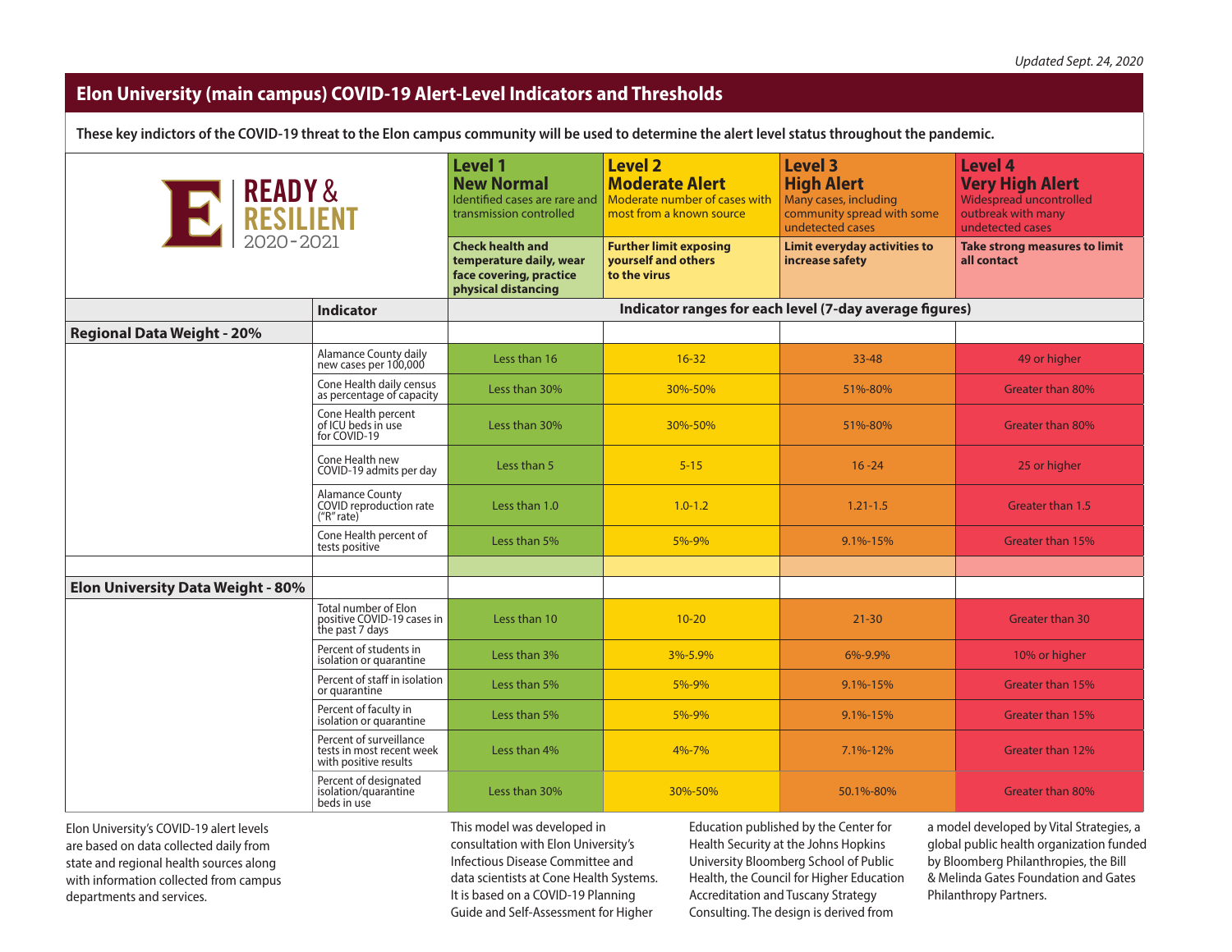*Updated Sept. 24, 2020*

# Elon University (main campus) COVID-19 Alert-Level Indicators and Thresholds

**These key indictors of the COVID-19 threat to the Elon campus community will be used to determine the alert level status throughout the pandemic.**

READY & RESILIENT 2020-2021

| | | **Level 1 New Normal** Identified cases are rare and transmission controlled | **Level 2 Moderate Alert** Moderate number of cases with most from a known source | **Level 3 High Alert** Many cases, including community spread with some undetected cases | **Level 4 Very High Alert** Widespread uncontrolled outbreak with many undetected cases |
|---|---|---|---|---|---|
| | | **Check health and temperature daily, wear face covering, practice physical distancing** | **Further limit exposing yourself and others to the virus** | **Limit everyday activities to increase safety** | **Take strong measures to limit all contact** |
| | **Indicator** | **Indicator ranges for each level (7-day average figures)** | | | |
| **Regional Data Weight - 20%** | | | | | |
| | Alamance County daily new cases per 100,000 | Less than 16 | 16-32 | 33-48 | 49 or higher |
| | Cone Health daily census as percentage of capacity | Less than 30% | 30%-50% | 51%-80% | Greater than 80% |
| | Cone Health percent of ICU beds in use for COVID-19 | Less than 30% | 30%-50% | 51%-80% | Greater than 80% |
| | Cone Health new COVID-19 admits per day | Less than 5 | 5-15 | 16 -24 | 25 or higher |
| | Alamance County COVID reproduction rate ("R" rate) | Less than 1.0 | 1.0-1.2 | 1.21-1.5 | Greater than 1.5 |
| | Cone Health percent of tests positive | Less than 5% | 5%-9% | 9.1%-15% | Greater than 15% |
| **Elon University Data Weight - 80%** | | | | | |
| | Total number of Elon positive COVID-19 cases in the past 7 days | Less than 10 | 10-20 | 21-30 | Greater than 30 |
| | Percent of students in isolation or quarantine | Less than 3% | 3%-5.9% | 6%-9.9% | 10% or higher |
| | Percent of staff in isolation or quarantine | Less than 5% | 5%-9% | 9.1%-15% | Greater than 15% |
| | Percent of faculty in isolation or quarantine | Less than 5% | 5%-9% | 9.1%-15% | Greater than 15% |
| | Percent of surveillance tests in most recent week with positive results | Less than 4% | 4%-7% | 7.1%-12% | Greater than 12% |
| | Percent of designated isolation/quarantine beds in use | Less than 30% | 30%-50% | 50.1%-80% | Greater than 80% |

Elon University's COVID-19 alert levels are based on data collected daily from state and regional health sources along with information collected from campus departments and services.

This model was developed in consultation with Elon University's Infectious Disease Committee and data scientists at Cone Health Systems. It is based on a COVID-19 Planning Guide and Self-Assessment for Higher Education published by the Center for Health Security at the Johns Hopkins University Bloomberg School of Public Health, the Council for Higher Education Accreditation and Tuscany Strategy Consulting. The design is derived from a model developed by Vital Strategies, a global public health organization funded by Bloomberg Philanthropies, the Bill & Melinda Gates Foundation and Gates Philanthropy Partners.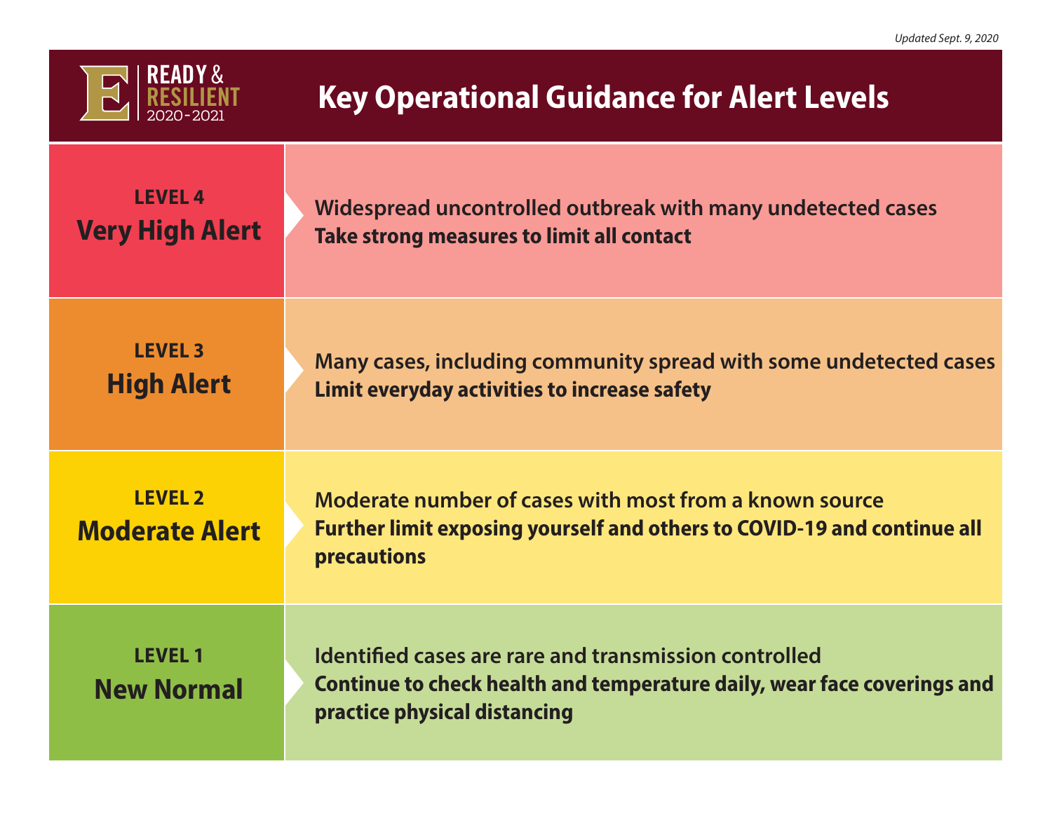*Updated Sept. 9, 2020*

READY & RESILIENT 2020-2021

# Key Operational Guidance for Alert Levels

| Level | Guidance |
|---|---|
| **LEVEL 4**<br>**Very High Alert** | Widespread uncontrolled outbreak with many undetected cases<br>**Take strong measures to limit all contact** |
| **LEVEL 3**<br>**High Alert** | Many cases, including community spread with some undetected cases<br>**Limit everyday activities to increase safety** |
| **LEVEL 2**<br>**Moderate Alert** | Moderate number of cases with most from a known source<br>**Further limit exposing yourself and others to COVID-19 and continue all precautions** |
| **LEVEL 1**<br>**New Normal** | Identified cases are rare and transmission controlled<br>**Continue to check health and temperature daily, wear face coverings and practice physical distancing** |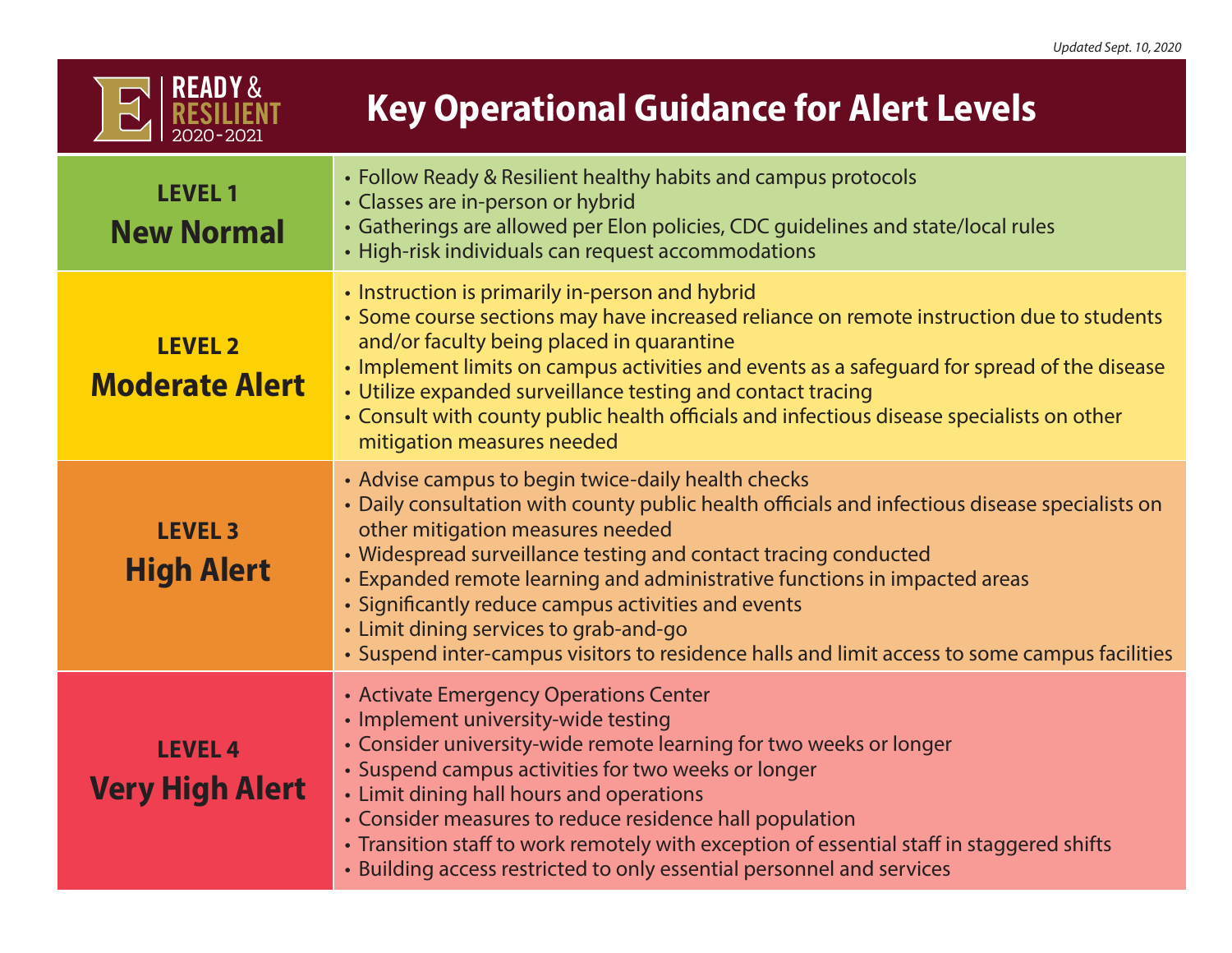*Updated Sept. 10, 2020*

READY & RESILIENT 2020-2021

# Key Operational Guidance for Alert Levels

| Level | Guidance |
|---|---|
| **LEVEL 1** **New Normal** | • Follow Ready & Resilient healthy habits and campus protocols<br>• Classes are in-person or hybrid<br>• Gatherings are allowed per Elon policies, CDC guidelines and state/local rules<br>• High-risk individuals can request accommodations |
| **LEVEL 2** **Moderate Alert** | • Instruction is primarily in-person and hybrid<br>• Some course sections may have increased reliance on remote instruction due to students and/or faculty being placed in quarantine<br>• Implement limits on campus activities and events as a safeguard for spread of the disease<br>• Utilize expanded surveillance testing and contact tracing<br>• Consult with county public health officials and infectious disease specialists on other mitigation measures needed |
| **LEVEL 3** **High Alert** | • Advise campus to begin twice-daily health checks<br>• Daily consultation with county public health officials and infectious disease specialists on other mitigation measures needed<br>• Widespread surveillance testing and contact tracing conducted<br>• Expanded remote learning and administrative functions in impacted areas<br>• Significantly reduce campus activities and events<br>• Limit dining services to grab-and-go<br>• Suspend inter-campus visitors to residence halls and limit access to some campus facilities |
| **LEVEL 4** **Very High Alert** | • Activate Emergency Operations Center<br>• Implement university-wide testing<br>• Consider university-wide remote learning for two weeks or longer<br>• Suspend campus activities for two weeks or longer<br>• Limit dining hall hours and operations<br>• Consider measures to reduce residence hall population<br>• Transition staff to work remotely with exception of essential staff in staggered shifts<br>• Building access restricted to only essential personnel and services |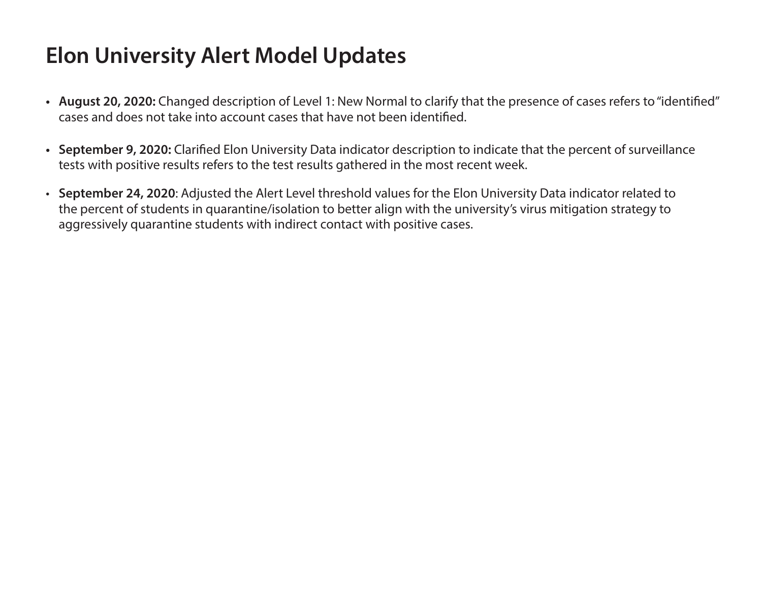# Elon University Alert Model Updates

- **August 20, 2020:** Changed description of Level 1: New Normal to clarify that the presence of cases refers to "identified" cases and does not take into account cases that have not been identified.
- **September 9, 2020:** Clarified Elon University Data indicator description to indicate that the percent of surveillance tests with positive results refers to the test results gathered in the most recent week.
- **September 24, 2020**: Adjusted the Alert Level threshold values for the Elon University Data indicator related to the percent of students in quarantine/isolation to better align with the university's virus mitigation strategy to aggressively quarantine students with indirect contact with positive cases.